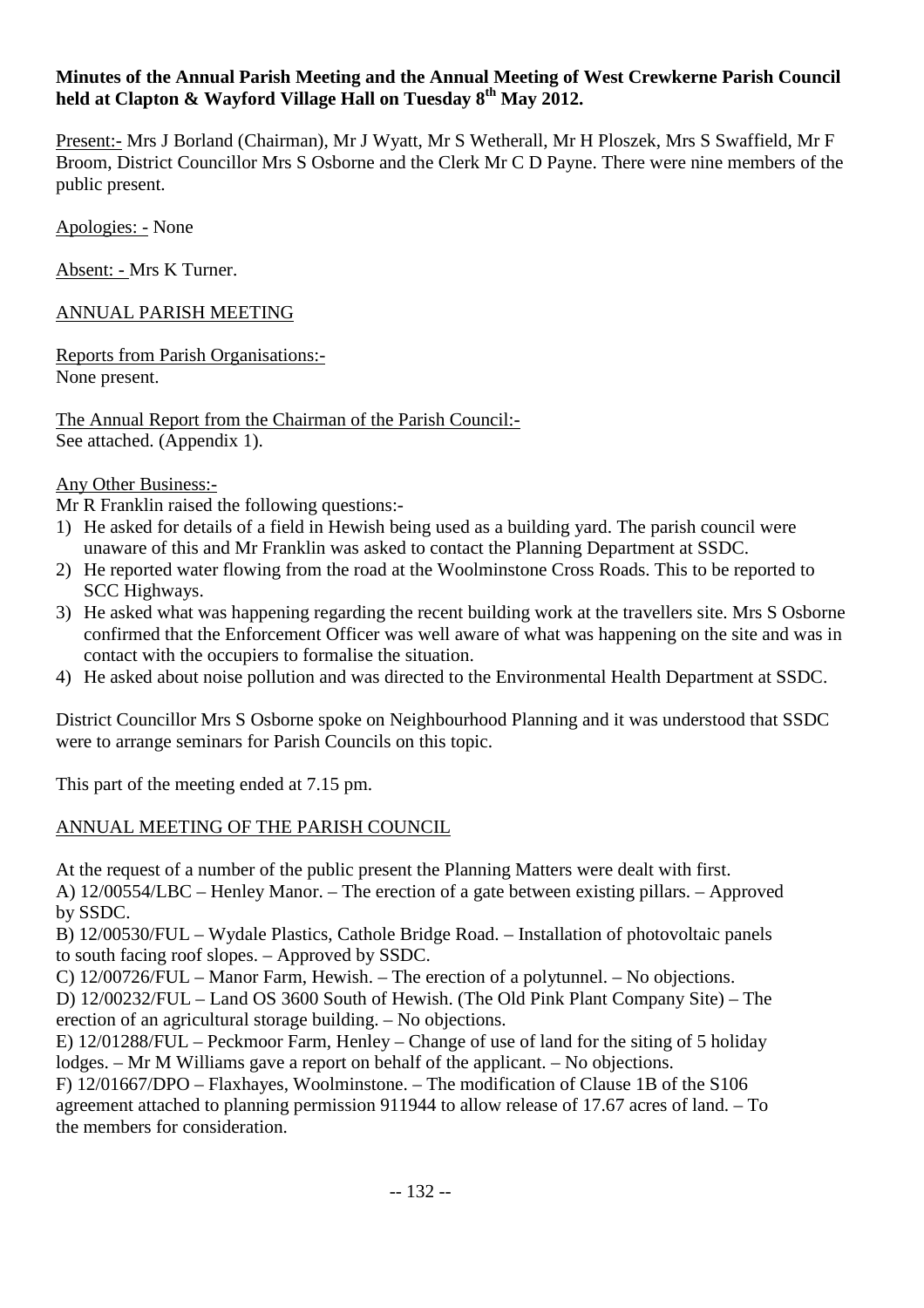**Minutes of the Annual Parish Meeting and the Annual Meeting of West Crewkerne Parish Council held at Clapton & Wayford Village Hall on Tuesday 8th May 2012.**

Present:- Mrs J Borland (Chairman), Mr J Wyatt, Mr S Wetherall, Mr H Ploszek, Mrs S Swaffield, Mr F Broom, District Councillor Mrs S Osborne and the Clerk Mr C D Payne. There were nine members of the public present.

Apologies: - None

Absent: - Mrs K Turner.

ANNUAL PARISH MEETING

Reports from Parish Organisations:-
None present.

The Annual Report from the Chairman of the Parish Council:-
See attached. (Appendix 1).

Any Other Business:-
Mr R Franklin raised the following questions:-

1) He asked for details of a field in Hewish being used as a building yard. The parish council were unaware of this and Mr Franklin was asked to contact the Planning Department at SSDC.
2) He reported water flowing from the road at the Woolminstone Cross Roads. This to be reported to SCC Highways.
3) He asked what was happening regarding the recent building work at the travellers site. Mrs S Osborne confirmed that the Enforcement Officer was well aware of what was happening on the site and was in contact with the occupiers to formalise the situation.
4) He asked about noise pollution and was directed to the Environmental Health Department at SSDC.

District Councillor Mrs S Osborne spoke on Neighbourhood Planning and it was understood that SSDC were to arrange seminars for Parish Councils on this topic.

This part of the meeting ended at 7.15 pm.

ANNUAL MEETING OF THE PARISH COUNCIL

At the request of a number of the public present the Planning Matters were dealt with first.
A) 12/00554/LBC – Henley Manor. – The erection of a gate between existing pillars. – Approved by SSDC.
B) 12/00530/FUL – Wydale Plastics, Cathole Bridge Road. – Installation of photovoltaic panels to south facing roof slopes. – Approved by SSDC.
C) 12/00726/FUL – Manor Farm, Hewish. – The erection of a polytunnel. – No objections.
D) 12/00232/FUL – Land OS 3600 South of Hewish. (The Old Pink Plant Company Site) – The erection of an agricultural storage building. – No objections.
E) 12/01288/FUL – Peckmoor Farm, Henley – Change of use of land for the siting of 5 holiday lodges. – Mr M Williams gave a report on behalf of the applicant. – No objections.
F) 12/01667/DPO – Flaxhayes, Woolminstone. – The modification of Clause 1B of the S106 agreement attached to planning permission 911944 to allow release of 17.67 acres of land. – To the members for consideration.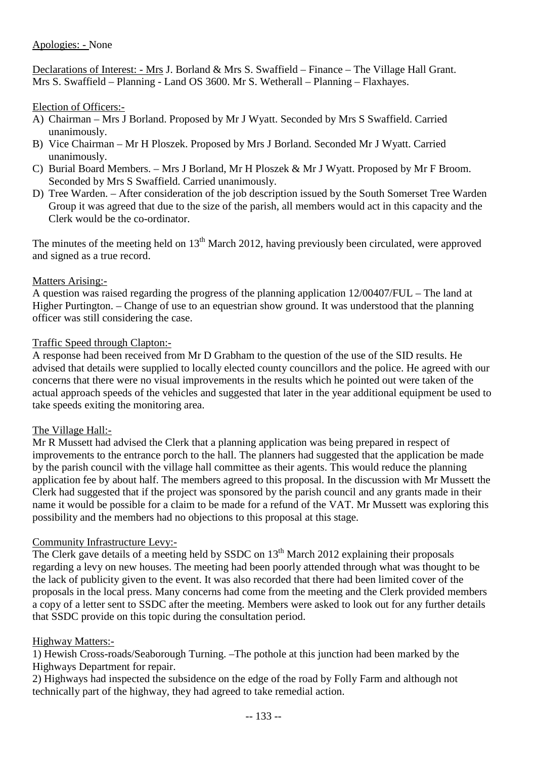Apologies: - None

Declarations of Interest: - Mrs J. Borland & Mrs S. Swaffield – Finance – The Village Hall Grant. Mrs S. Swaffield – Planning - Land OS 3600. Mr S. Wetherall – Planning – Flaxhayes.

Election of Officers:-

A) Chairman – Mrs J Borland. Proposed by Mr J Wyatt. Seconded by Mrs S Swaffield. Carried unanimously.
B) Vice Chairman – Mr H Ploszek. Proposed by Mrs J Borland. Seconded Mr J Wyatt. Carried unanimously.
C) Burial Board Members. – Mrs J Borland, Mr H Ploszek & Mr J Wyatt. Proposed by Mr F Broom. Seconded by Mrs S Swaffield. Carried unanimously.
D) Tree Warden. – After consideration of the job description issued by the South Somerset Tree Warden Group it was agreed that due to the size of the parish, all members would act in this capacity and the Clerk would be the co-ordinator.

The minutes of the meeting held on 13th March 2012, having previously been circulated, were approved and signed as a true record.

Matters Arising:-

A question was raised regarding the progress of the planning application 12/00407/FUL – The land at Higher Purtington. – Change of use to an equestrian show ground. It was understood that the planning officer was still considering the case.

Traffic Speed through Clapton:-

A response had been received from Mr D Grabham to the question of the use of the SID results. He advised that details were supplied to locally elected county councillors and the police. He agreed with our concerns that there were no visual improvements in the results which he pointed out were taken of the actual approach speeds of the vehicles and suggested that later in the year additional equipment be used to take speeds exiting the monitoring area.

The Village Hall:-

Mr R Mussett had advised the Clerk that a planning application was being prepared in respect of improvements to the entrance porch to the hall. The planners had suggested that the application be made by the parish council with the village hall committee as their agents. This would reduce the planning application fee by about half. The members agreed to this proposal. In the discussion with Mr Mussett the Clerk had suggested that if the project was sponsored by the parish council and any grants made in their name it would be possible for a claim to be made for a refund of the VAT. Mr Mussett was exploring this possibility and the members had no objections to this proposal at this stage.

Community Infrastructure Levy:-

The Clerk gave details of a meeting held by SSDC on 13th March 2012 explaining their proposals regarding a levy on new houses. The meeting had been poorly attended through what was thought to be the lack of publicity given to the event. It was also recorded that there had been limited cover of the proposals in the local press. Many concerns had come from the meeting and the Clerk provided members a copy of a letter sent to SSDC after the meeting. Members were asked to look out for any further details that SSDC provide on this topic during the consultation period.

Highway Matters:-

1) Hewish Cross-roads/Seaborough Turning. –The pothole at this junction had been marked by the Highways Department for repair.
2) Highways had inspected the subsidence on the edge of the road by Folly Farm and although not technically part of the highway, they had agreed to take remedial action.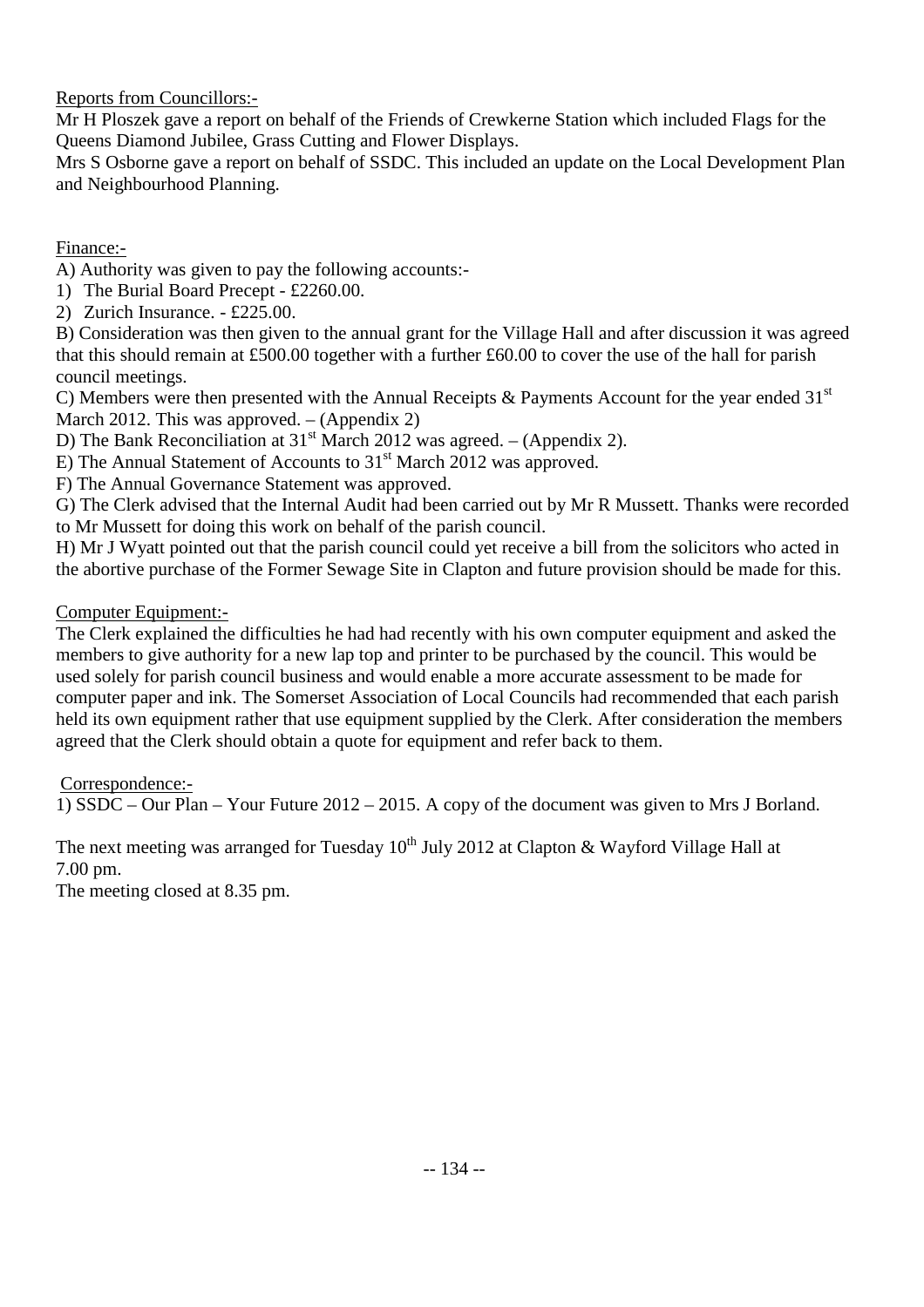Reports from Councillors:-

Mr H Ploszek gave a report on behalf of the Friends of Crewkerne Station which included Flags for the Queens Diamond Jubilee, Grass Cutting and Flower Displays.

Mrs S Osborne gave a report on behalf of SSDC. This included an update on the Local Development Plan and Neighbourhood Planning.

Finance:-

A) Authority was given to pay the following accounts:-

1) The Burial Board Precept - £2260.00.
2) Zurich Insurance. - £225.00.

B) Consideration was then given to the annual grant for the Village Hall and after discussion it was agreed that this should remain at £500.00 together with a further £60.00 to cover the use of the hall for parish council meetings.

C) Members were then presented with the Annual Receipts & Payments Account for the year ended 31st March 2012. This was approved. – (Appendix 2)

D) The Bank Reconciliation at 31st March 2012 was agreed. – (Appendix 2).

E) The Annual Statement of Accounts to 31st March 2012 was approved.

F) The Annual Governance Statement was approved.

G) The Clerk advised that the Internal Audit had been carried out by Mr R Mussett. Thanks were recorded to Mr Mussett for doing this work on behalf of the parish council.

H) Mr J Wyatt pointed out that the parish council could yet receive a bill from the solicitors who acted in the abortive purchase of the Former Sewage Site in Clapton and future provision should be made for this.

Computer Equipment:-

The Clerk explained the difficulties he had had recently with his own computer equipment and asked the members to give authority for a new lap top and printer to be purchased by the council. This would be used solely for parish council business and would enable a more accurate assessment to be made for computer paper and ink. The Somerset Association of Local Councils had recommended that each parish held its own equipment rather that use equipment supplied by the Clerk. After consideration the members agreed that the Clerk should obtain a quote for equipment and refer back to them.

Correspondence:-

1) SSDC – Our Plan – Your Future 2012 – 2015. A copy of the document was given to Mrs J Borland.

The next meeting was arranged for Tuesday 10th July 2012 at Clapton & Wayford Village Hall at 7.00 pm.

The meeting closed at 8.35 pm.